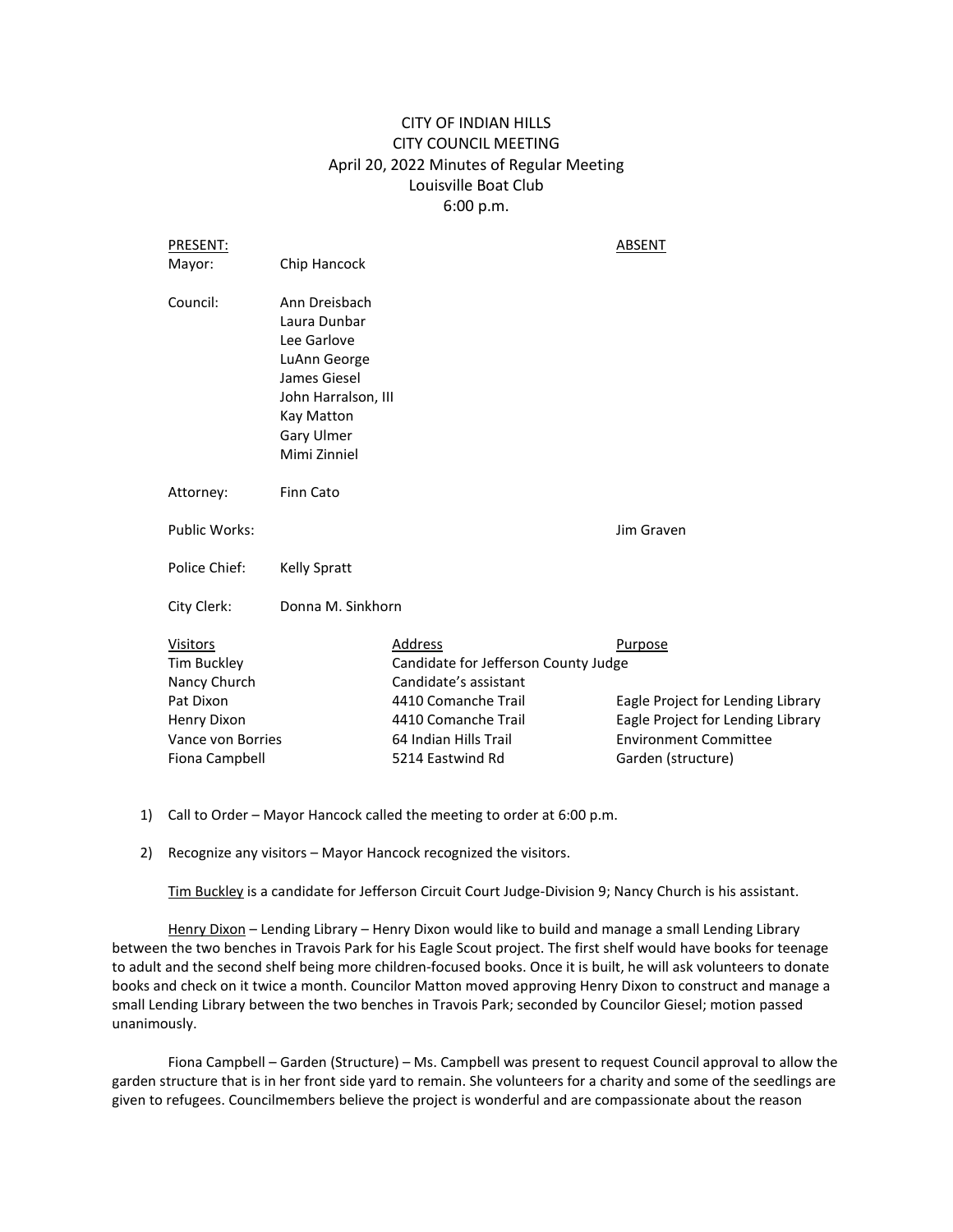# CITY OF INDIAN HILLS
## CITY COUNCIL MEETING
April 20, 2022 Minutes of Regular Meeting
Louisville Boat Club
6:00 p.m.

| PRESENT: | | ABSENT |
|---|---|---|
| Mayor: | Chip Hancock | |
| Council: | Ann Dreisbach | |
| | Laura Dunbar | |
| | Lee Garlove | |
| | LuAnn George | |
| | James Giesel | |
| | John Harralson, III | |
| | Kay Matton | |
| | Gary Ulmer | |
| | Mimi Zinniel | |
| Attorney: | Finn Cato | |
| Public Works: | | Jim Graven |
| Police Chief: | Kelly Spratt | |
| City Clerk: | Donna M. Sinkhorn | |

| Visitors | Address | Purpose |
|---|---|---|
| Tim Buckley | Candidate for Jefferson County Judge | |
| Nancy Church | Candidate's assistant | |
| Pat Dixon | 4410 Comanche Trail | Eagle Project for Lending Library |
| Henry Dixon | 4410 Comanche Trail | Eagle Project for Lending Library |
| Vance von Borries | 64 Indian Hills Trail | Environment Committee |
| Fiona Campbell | 5214 Eastwind Rd | Garden (structure) |

1) Call to Order – Mayor Hancock called the meeting to order at 6:00 p.m.

2) Recognize any visitors – Mayor Hancock recognized the visitors.

Tim Buckley is a candidate for Jefferson Circuit Court Judge-Division 9; Nancy Church is his assistant.

Henry Dixon – Lending Library – Henry Dixon would like to build and manage a small Lending Library between the two benches in Travois Park for his Eagle Scout project. The first shelf would have books for teenage to adult and the second shelf being more children-focused books. Once it is built, he will ask volunteers to donate books and check on it twice a month. Councilor Matton moved approving Henry Dixon to construct and manage a small Lending Library between the two benches in Travois Park; seconded by Councilor Giesel; motion passed unanimously.

Fiona Campbell – Garden (Structure) – Ms. Campbell was present to request Council approval to allow the garden structure that is in her front side yard to remain. She volunteers for a charity and some of the seedlings are given to refugees. Councilmembers believe the project is wonderful and are compassionate about the reason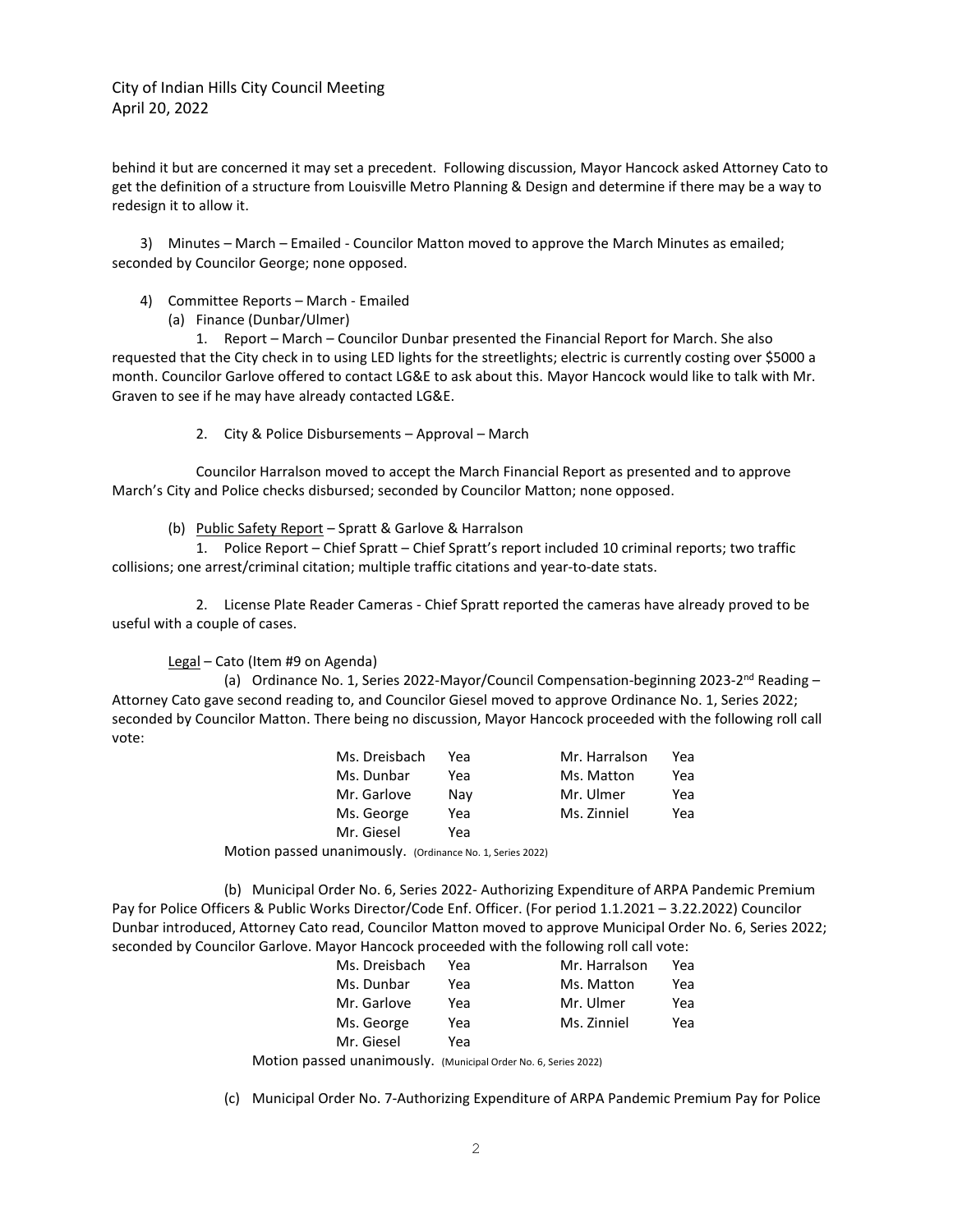behind it but are concerned it may set a precedent. Following discussion, Mayor Hancock asked Attorney Cato to get the definition of a structure from Louisville Metro Planning & Design and determine if there may be a way to redesign it to allow it.

3) Minutes – March – Emailed - Councilor Matton moved to approve the March Minutes as emailed; seconded by Councilor George; none opposed.

4) Committee Reports – March - Emailed

(a) Finance (Dunbar/Ulmer)

1. Report – March – Councilor Dunbar presented the Financial Report for March. She also requested that the City check in to using LED lights for the streetlights; electric is currently costing over $5000 a month. Councilor Garlove offered to contact LG&E to ask about this. Mayor Hancock would like to talk with Mr. Graven to see if he may have already contacted LG&E.

2. City & Police Disbursements – Approval – March

Councilor Harralson moved to accept the March Financial Report as presented and to approve March's City and Police checks disbursed; seconded by Councilor Matton; none opposed.

(b) Public Safety Report – Spratt & Garlove & Harralson

1. Police Report – Chief Spratt – Chief Spratt's report included 10 criminal reports; two traffic collisions; one arrest/criminal citation; multiple traffic citations and year-to-date stats.

2. License Plate Reader Cameras - Chief Spratt reported the cameras have already proved to be useful with a couple of cases.

Legal – Cato (Item #9 on Agenda)

(a) Ordinance No. 1, Series 2022-Mayor/Council Compensation-beginning 2023-2nd Reading – Attorney Cato gave second reading to, and Councilor Giesel moved to approve Ordinance No. 1, Series 2022; seconded by Councilor Matton. There being no discussion, Mayor Hancock proceeded with the following roll call vote:

| | | | |
|---|---|---|---|
| Ms. Dreisbach | Yea | Mr. Harralson | Yea |
| Ms. Dunbar | Yea | Ms. Matton | Yea |
| Mr. Garlove | Nay | Mr. Ulmer | Yea |
| Ms. George | Yea | Ms. Zinniel | Yea |
| Mr. Giesel | Yea | | |

Motion passed unanimously. (Ordinance No. 1, Series 2022)

(b) Municipal Order No. 6, Series 2022- Authorizing Expenditure of ARPA Pandemic Premium Pay for Police Officers & Public Works Director/Code Enf. Officer. (For period 1.1.2021 – 3.22.2022) Councilor Dunbar introduced, Attorney Cato read, Councilor Matton moved to approve Municipal Order No. 6, Series 2022; seconded by Councilor Garlove. Mayor Hancock proceeded with the following roll call vote:

| | | | |
|---|---|---|---|
| Ms. Dreisbach | Yea | Mr. Harralson | Yea |
| Ms. Dunbar | Yea | Ms. Matton | Yea |
| Mr. Garlove | Yea | Mr. Ulmer | Yea |
| Ms. George | Yea | Ms. Zinniel | Yea |
| Mr. Giesel | Yea | | |

Motion passed unanimously. (Municipal Order No. 6, Series 2022)

(c) Municipal Order No. 7-Authorizing Expenditure of ARPA Pandemic Premium Pay for Police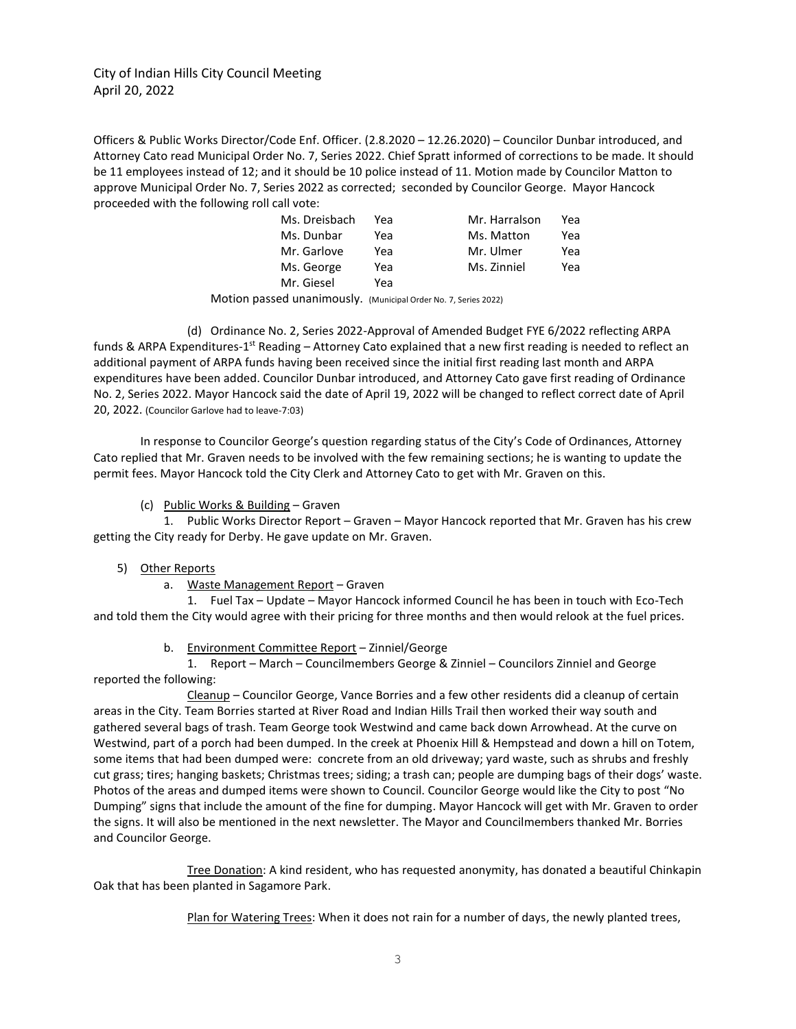Officers & Public Works Director/Code Enf. Officer. (2.8.2020 – 12.26.2020) – Councilor Dunbar introduced, and Attorney Cato read Municipal Order No. 7, Series 2022. Chief Spratt informed of corrections to be made. It should be 11 employees instead of 12; and it should be 10 police instead of 11. Motion made by Councilor Matton to approve Municipal Order No. 7, Series 2022 as corrected; seconded by Councilor George. Mayor Hancock proceeded with the following roll call vote:

| | | | |
|---|---|---|---|
| Ms. Dreisbach | Yea | Mr. Harralson | Yea |
| Ms. Dunbar | Yea | Ms. Matton | Yea |
| Mr. Garlove | Yea | Mr. Ulmer | Yea |
| Ms. George | Yea | Ms. Zinniel | Yea |
| Mr. Giesel | Yea | | |

Motion passed unanimously. (Municipal Order No. 7, Series 2022)

(d) Ordinance No. 2, Series 2022-Approval of Amended Budget FYE 6/2022 reflecting ARPA funds & ARPA Expenditures-1st Reading – Attorney Cato explained that a new first reading is needed to reflect an additional payment of ARPA funds having been received since the initial first reading last month and ARPA expenditures have been added. Councilor Dunbar introduced, and Attorney Cato gave first reading of Ordinance No. 2, Series 2022. Mayor Hancock said the date of April 19, 2022 will be changed to reflect correct date of April 20, 2022. (Councilor Garlove had to leave-7:03)

In response to Councilor George's question regarding status of the City's Code of Ordinances, Attorney Cato replied that Mr. Graven needs to be involved with the few remaining sections; he is wanting to update the permit fees. Mayor Hancock told the City Clerk and Attorney Cato to get with Mr. Graven on this.

(c) Public Works & Building – Graven

1. Public Works Director Report – Graven – Mayor Hancock reported that Mr. Graven has his crew getting the City ready for Derby. He gave update on Mr. Graven.

5) Other Reports

a. Waste Management Report – Graven

1. Fuel Tax – Update – Mayor Hancock informed Council he has been in touch with Eco-Tech and told them the City would agree with their pricing for three months and then would relook at the fuel prices.

b. Environment Committee Report – Zinniel/George

1. Report – March – Councilmembers George & Zinniel – Councilors Zinniel and George reported the following:

Cleanup – Councilor George, Vance Borries and a few other residents did a cleanup of certain areas in the City. Team Borries started at River Road and Indian Hills Trail then worked their way south and gathered several bags of trash. Team George took Westwind and came back down Arrowhead. At the curve on Westwind, part of a porch had been dumped. In the creek at Phoenix Hill & Hempstead and down a hill on Totem, some items that had been dumped were: concrete from an old driveway; yard waste, such as shrubs and freshly cut grass; tires; hanging baskets; Christmas trees; siding; a trash can; people are dumping bags of their dogs' waste. Photos of the areas and dumped items were shown to Council. Councilor George would like the City to post "No Dumping" signs that include the amount of the fine for dumping. Mayor Hancock will get with Mr. Graven to order the signs. It will also be mentioned in the next newsletter. The Mayor and Councilmembers thanked Mr. Borries and Councilor George.

Tree Donation: A kind resident, who has requested anonymity, has donated a beautiful Chinkapin Oak that has been planted in Sagamore Park.

Plan for Watering Trees: When it does not rain for a number of days, the newly planted trees,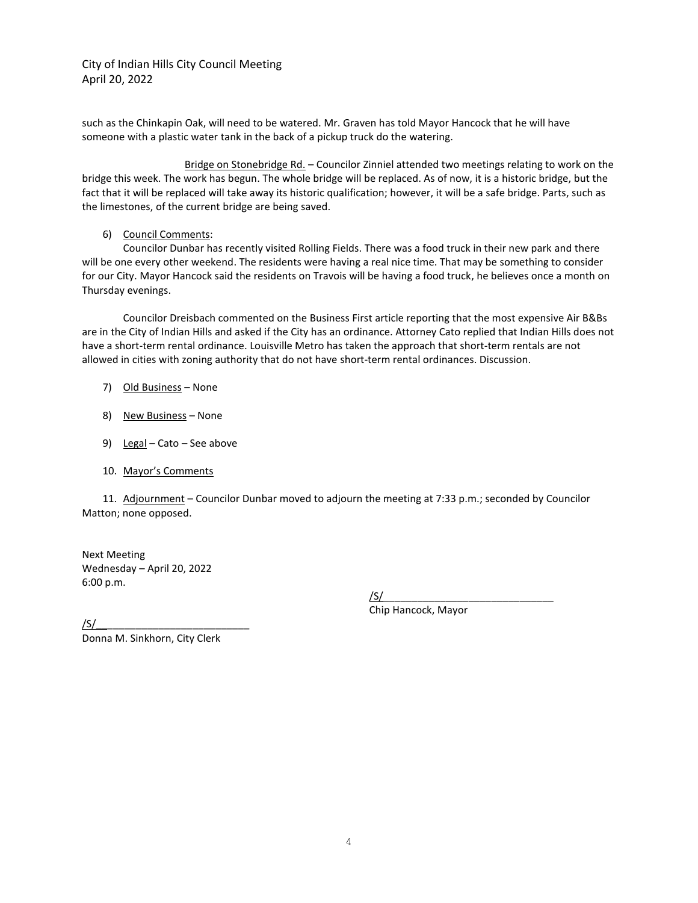such as the Chinkapin Oak, will need to be watered. Mr. Graven has told Mayor Hancock that he will have someone with a plastic water tank in the back of a pickup truck do the watering.

Bridge on Stonebridge Rd. – Councilor Zinniel attended two meetings relating to work on the bridge this week. The work has begun. The whole bridge will be replaced. As of now, it is a historic bridge, but the fact that it will be replaced will take away its historic qualification; however, it will be a safe bridge. Parts, such as the limestones, of the current bridge are being saved.

6) Council Comments:

Councilor Dunbar has recently visited Rolling Fields. There was a food truck in their new park and there will be one every other weekend. The residents were having a real nice time. That may be something to consider for our City. Mayor Hancock said the residents on Travois will be having a food truck, he believes once a month on Thursday evenings.

Councilor Dreisbach commented on the Business First article reporting that the most expensive Air B&Bs are in the City of Indian Hills and asked if the City has an ordinance. Attorney Cato replied that Indian Hills does not have a short-term rental ordinance. Louisville Metro has taken the approach that short-term rentals are not allowed in cities with zoning authority that do not have short-term rental ordinances. Discussion.

7) Old Business – None

8) New Business – None

9) Legal – Cato – See above

10. Mayor's Comments

11. Adjournment – Councilor Dunbar moved to adjourn the meeting at 7:33 p.m.; seconded by Councilor Matton; none opposed.

Next Meeting
Wednesday – April 20, 2022
6:00 p.m.

/S/______________________________
Chip Hancock, Mayor

/S/__________________________
Donna M. Sinkhorn, City Clerk